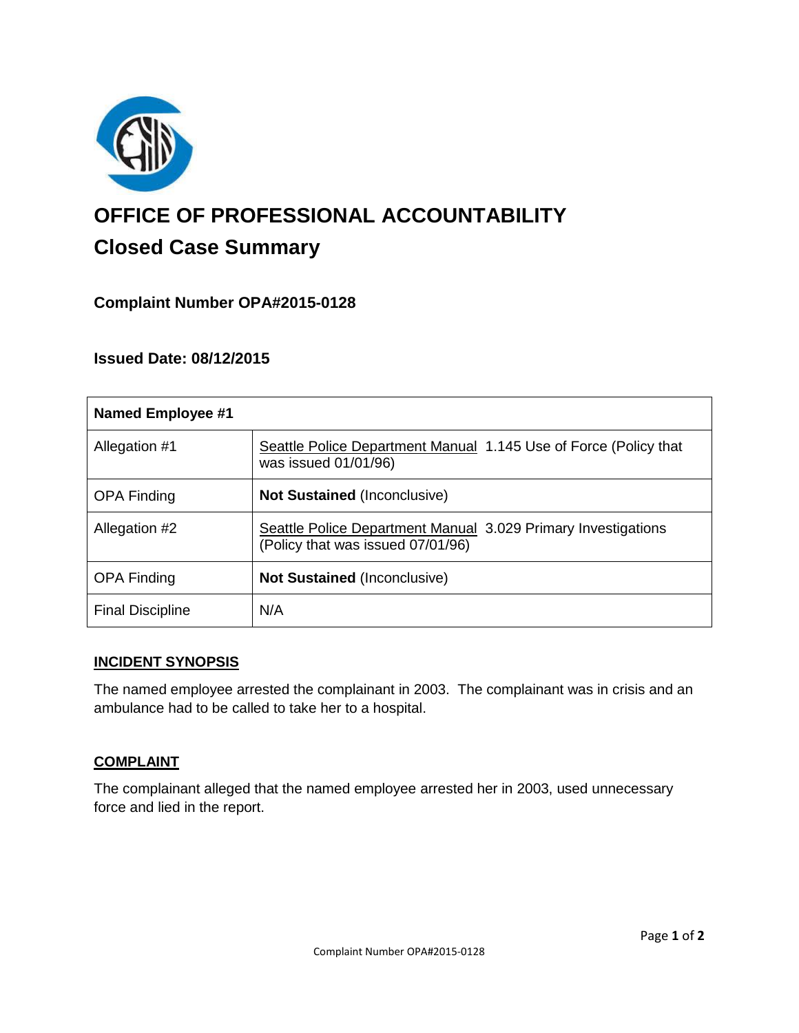# OFFICE OF PROFESSIONAL ACCOUNTABILITY

## Closed Case Summary

### Complaint Number OPA#2015-0128

### Issued Date: 08/12/2015

| **Named Employee #1** | |
|---|---|
| Allegation #1 | Seattle Police Department Manual 1.145 Use of Force (Policy that was issued 01/01/96) |
| OPA Finding | **Not Sustained** (Inconclusive) |
| Allegation #2 | Seattle Police Department Manual 3.029 Primary Investigations (Policy that was issued 07/01/96) |
| OPA Finding | **Not Sustained** (Inconclusive) |
| Final Discipline | N/A |

#### INCIDENT SYNOPSIS

The named employee arrested the complainant in 2003. The complainant was in crisis and an ambulance had to be called to take her to a hospital.

#### COMPLAINT

The complainant alleged that the named employee arrested her in 2003, used unnecessary force and lied in the report.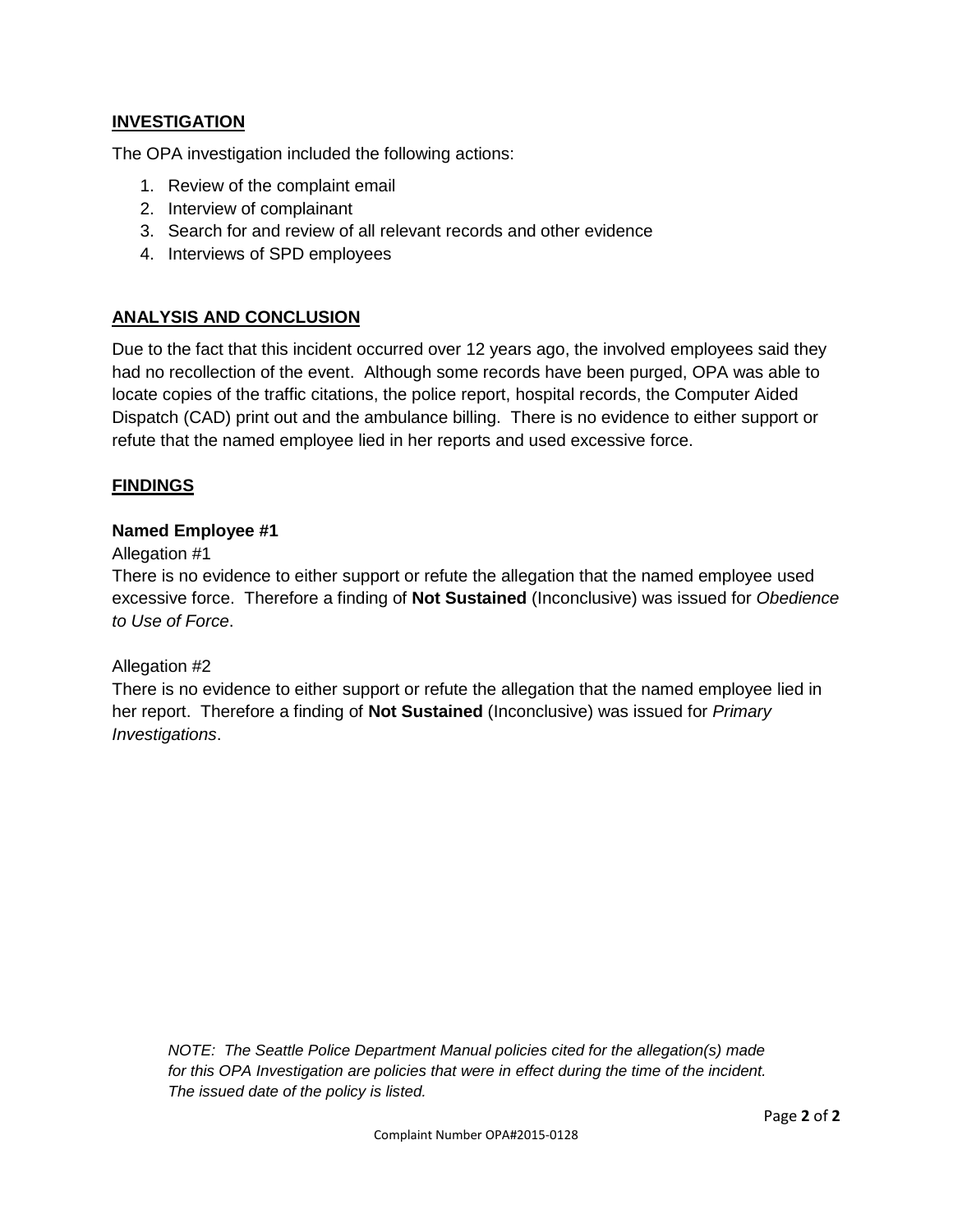## INVESTIGATION

The OPA investigation included the following actions:

1. Review of the complaint email
2. Interview of complainant
3. Search for and review of all relevant records and other evidence
4. Interviews of SPD employees

## ANALYSIS AND CONCLUSION

Due to the fact that this incident occurred over 12 years ago, the involved employees said they had no recollection of the event. Although some records have been purged, OPA was able to locate copies of the traffic citations, the police report, hospital records, the Computer Aided Dispatch (CAD) print out and the ambulance billing. There is no evidence to either support or refute that the named employee lied in her reports and used excessive force.

## FINDINGS

**Named Employee #1**

Allegation #1

There is no evidence to either support or refute the allegation that the named employee used excessive force. Therefore a finding of **Not Sustained** (Inconclusive) was issued for *Obedience to Use of Force*.

Allegation #2

There is no evidence to either support or refute the allegation that the named employee lied in her report. Therefore a finding of **Not Sustained** (Inconclusive) was issued for *Primary Investigations*.

*NOTE: The Seattle Police Department Manual policies cited for the allegation(s) made for this OPA Investigation are policies that were in effect during the time of the incident. The issued date of the policy is listed.*

Complaint Number OPA#2015-0128